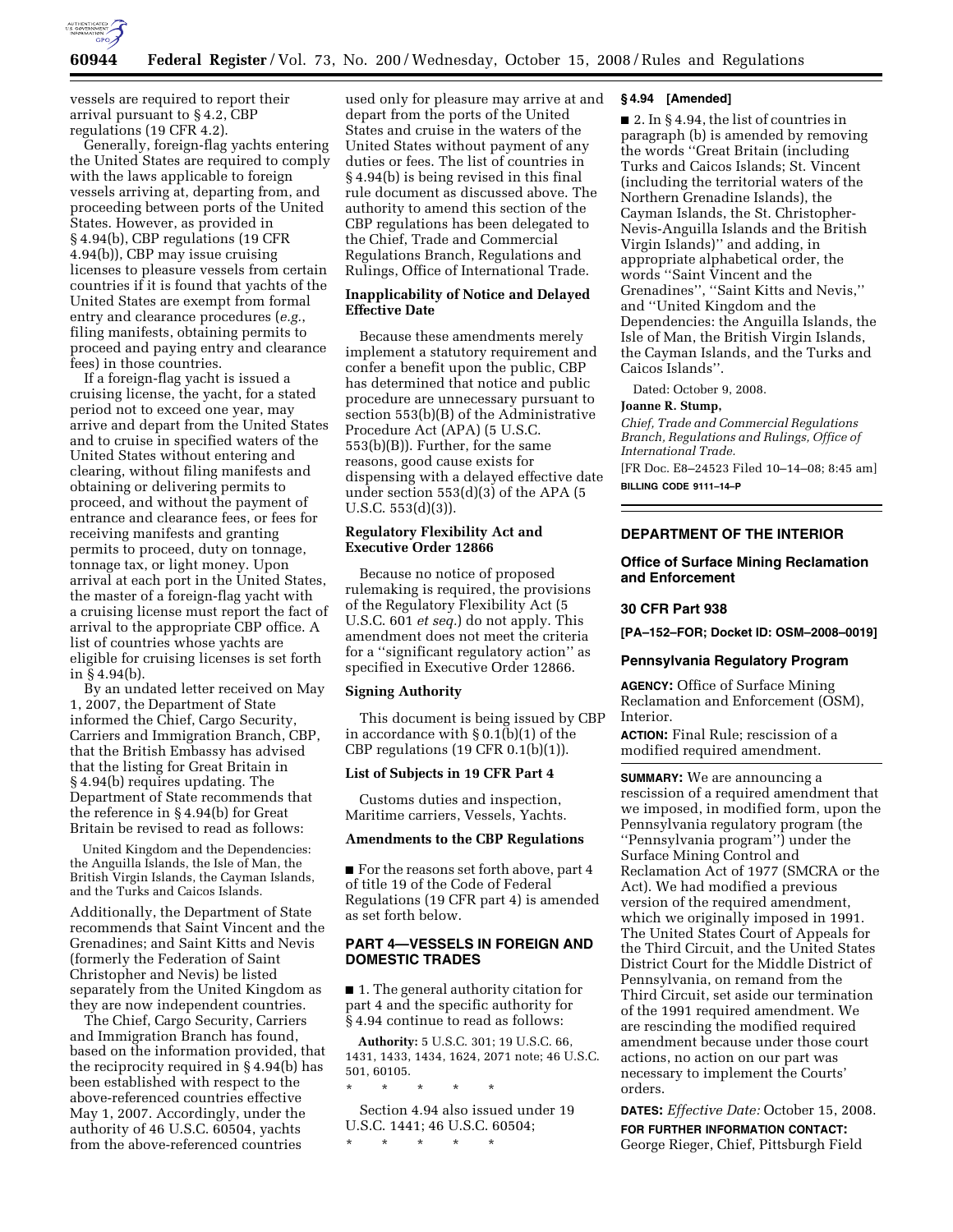vessels are required to report their arrival pursuant to § 4.2, CBP regulations (19 CFR 4.2).

Generally, foreign-flag yachts entering the United States are required to comply with the laws applicable to foreign vessels arriving at, departing from, and proceeding between ports of the United States. However, as provided in § 4.94(b), CBP regulations (19 CFR 4.94(b)), CBP may issue cruising licenses to pleasure vessels from certain countries if it is found that yachts of the United States are exempt from formal entry and clearance procedures (*e.g.*, filing manifests, obtaining permits to proceed and paying entry and clearance fees) in those countries.

If a foreign-flag yacht is issued a cruising license, the yacht, for a stated period not to exceed one year, may arrive and depart from the United States and to cruise in specified waters of the United States without entering and clearing, without filing manifests and obtaining or delivering permits to proceed, and without the payment of entrance and clearance fees, or fees for receiving manifests and granting permits to proceed, duty on tonnage, tonnage tax, or light money. Upon arrival at each port in the United States, the master of a foreign-flag yacht with a cruising license must report the fact of arrival to the appropriate CBP office. A list of countries whose yachts are eligible for cruising licenses is set forth in § 4.94(b).

By an undated letter received on May 1, 2007, the Department of State informed the Chief, Cargo Security, Carriers and Immigration Branch, CBP, that the British Embassy has advised that the listing for Great Britain in § 4.94(b) requires updating. The Department of State recommends that the reference in § 4.94(b) for Great Britain be revised to read as follows:

> United Kingdom and the Dependencies: the Anguilla Islands, the Isle of Man, the British Virgin Islands, the Cayman Islands, and the Turks and Caicos Islands.

Additionally, the Department of State recommends that Saint Vincent and the Grenadines; and Saint Kitts and Nevis (formerly the Federation of Saint Christopher and Nevis) be listed separately from the United Kingdom as they are now independent countries.

The Chief, Cargo Security, Carriers and Immigration Branch has found, based on the information provided, that the reciprocity required in § 4.94(b) has been established with respect to the above-referenced countries effective May 1, 2007. Accordingly, under the authority of 46 U.S.C. 60504, yachts from the above-referenced countries used only for pleasure may arrive at and depart from the ports of the United States and cruise in the waters of the United States without payment of any duties or fees. The list of countries in § 4.94(b) is being revised in this final rule document as discussed above. The authority to amend this section of the CBP regulations has been delegated to the Chief, Trade and Commercial Regulations Branch, Regulations and Rulings, Office of International Trade.

## Inapplicability of Notice and Delayed Effective Date

Because these amendments merely implement a statutory requirement and confer a benefit upon the public, CBP has determined that notice and public procedure are unnecessary pursuant to section 553(b)(B) of the Administrative Procedure Act (APA) (5 U.S.C. 553(b)(B)). Further, for the same reasons, good cause exists for dispensing with a delayed effective date under section 553(d)(3) of the APA (5 U.S.C. 553(d)(3)).

## Regulatory Flexibility Act and Executive Order 12866

Because no notice of proposed rulemaking is required, the provisions of the Regulatory Flexibility Act (5 U.S.C. 601 *et seq.*) do not apply. This amendment does not meet the criteria for a ''significant regulatory action'' as specified in Executive Order 12866.

## Signing Authority

This document is being issued by CBP in accordance with § 0.1(b)(1) of the CBP regulations (19 CFR 0.1(b)(1)).

## List of Subjects in 19 CFR Part 4

Customs duties and inspection, Maritime carriers, Vessels, Yachts.

## Amendments to the CBP Regulations

■ For the reasons set forth above, part 4 of title 19 of the Code of Federal Regulations (19 CFR part 4) is amended as set forth below.

## PART 4—VESSELS IN FOREIGN AND DOMESTIC TRADES

■ 1. The general authority citation for part 4 and the specific authority for § 4.94 continue to read as follows:

**Authority:** 5 U.S.C. 301; 19 U.S.C. 66, 1431, 1433, 1434, 1624, 2071 note; 46 U.S.C. 501, 60105.

\* \* \* \* \*

Section 4.94 also issued under 19 U.S.C. 1441; 46 U.S.C. 60504;

\* \* \* \* \*

### § 4.94 [Amended]

■ 2. In § 4.94, the list of countries in paragraph (b) is amended by removing the words ''Great Britain (including Turks and Caicos Islands; St. Vincent (including the territorial waters of the Northern Grenadine Islands), the Cayman Islands, the St. Christopher-Nevis-Anguilla Islands and the British Virgin Islands)'' and adding, in appropriate alphabetical order, the words ''Saint Vincent and the Grenadines'', ''Saint Kitts and Nevis,'' and ''United Kingdom and the Dependencies: the Anguilla Islands, the Isle of Man, the British Virgin Islands, the Cayman Islands, and the Turks and Caicos Islands''.

Dated: October 9, 2008.

**Joanne R. Stump,**

*Chief, Trade and Commercial Regulations Branch, Regulations and Rulings, Office of International Trade.*

[FR Doc. E8–24523 Filed 10–14–08; 8:45 am]

**BILLING CODE 9111–14–P**

---

## DEPARTMENT OF THE INTERIOR

## Office of Surface Mining Reclamation and Enforcement

## 30 CFR Part 938

**[PA–152–FOR; Docket ID: OSM–2008–0019]**

## Pennsylvania Regulatory Program

**AGENCY:** Office of Surface Mining Reclamation and Enforcement (OSM), Interior.

**ACTION:** Final Rule; rescission of a modified required amendment.

**SUMMARY:** We are announcing a rescission of a required amendment that we imposed, in modified form, upon the Pennsylvania regulatory program (the ''Pennsylvania program'') under the Surface Mining Control and Reclamation Act of 1977 (SMCRA or the Act). We had modified a previous version of the required amendment, which we originally imposed in 1991. The United States Court of Appeals for the Third Circuit, and the United States District Court for the Middle District of Pennsylvania, on remand from the Third Circuit, set aside our termination of the 1991 required amendment. We are rescinding the modified required amendment because under those court actions, no action on our part was necessary to implement the Courts' orders.

**DATES:** *Effective Date:* October 15, 2008.

**FOR FURTHER INFORMATION CONTACT:** George Rieger, Chief, Pittsburgh Field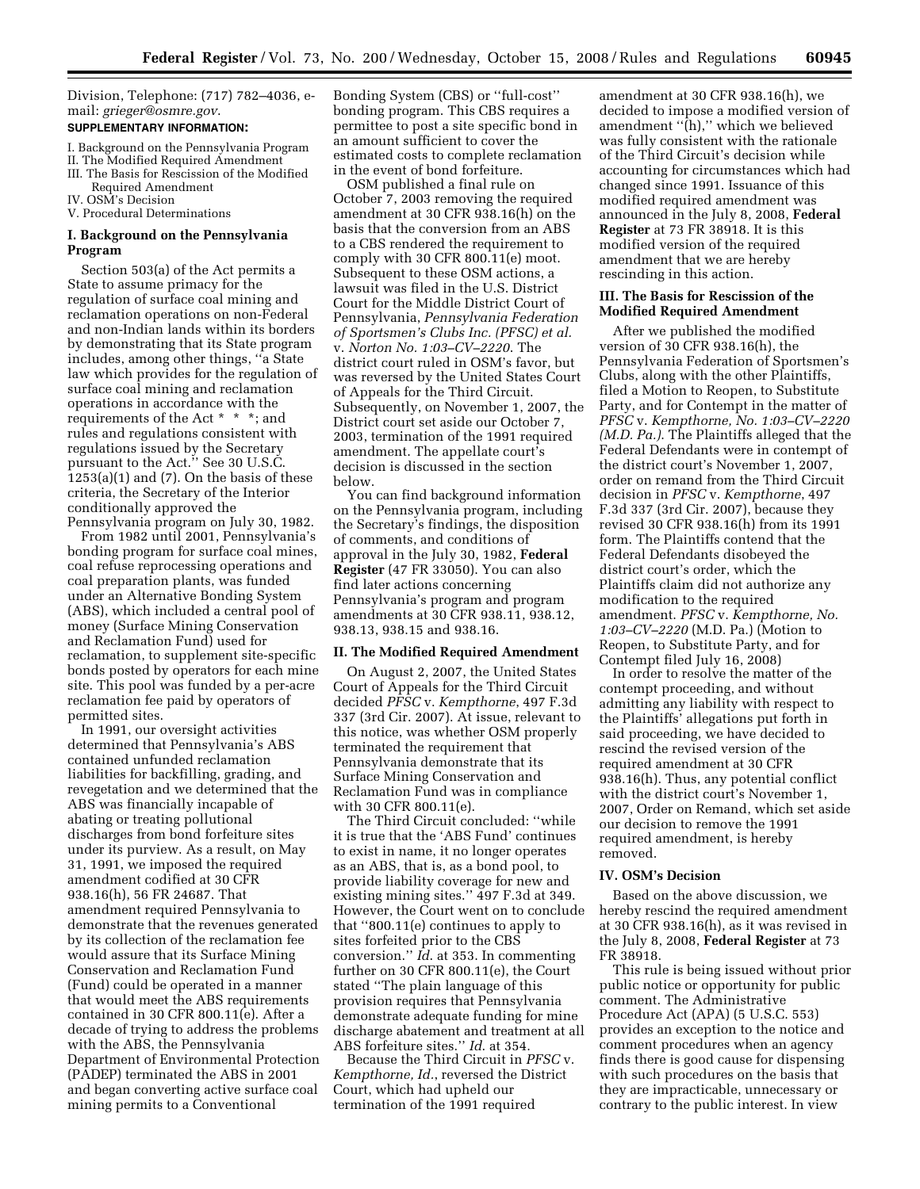Division, Telephone: (717) 782–4036, e-mail: *grieger@osmre.gov*.

**SUPPLEMENTARY INFORMATION:**

I. Background on the Pennsylvania Program
II. The Modified Required Amendment
III. The Basis for Rescission of the Modified Required Amendment
IV. OSM's Decision
V. Procedural Determinations

## I. Background on the Pennsylvania Program

Section 503(a) of the Act permits a State to assume primacy for the regulation of surface coal mining and reclamation operations on non-Federal and non-Indian lands within its borders by demonstrating that its State program includes, among other things, ''a State law which provides for the regulation of surface coal mining and reclamation operations in accordance with the requirements of the Act * * *; and rules and regulations consistent with regulations issued by the Secretary pursuant to the Act.'' See 30 U.S.C. 1253(a)(1) and (7). On the basis of these criteria, the Secretary of the Interior conditionally approved the Pennsylvania program on July 30, 1982.

From 1982 until 2001, Pennsylvania's bonding program for surface coal mines, coal refuse reprocessing operations and coal preparation plants, was funded under an Alternative Bonding System (ABS), which included a central pool of money (Surface Mining Conservation and Reclamation Fund) used for reclamation, to supplement site-specific bonds posted by operators for each mine site. This pool was funded by a per-acre reclamation fee paid by operators of permitted sites.

In 1991, our oversight activities determined that Pennsylvania's ABS contained unfunded reclamation liabilities for backfilling, grading, and revegetation and we determined that the ABS was financially incapable of abating or treating pollutional discharges from bond forfeiture sites under its purview. As a result, on May 31, 1991, we imposed the required amendment codified at 30 CFR 938.16(h), 56 FR 24687. That amendment required Pennsylvania to demonstrate that the revenues generated by its collection of the reclamation fee would assure that its Surface Mining Conservation and Reclamation Fund (Fund) could be operated in a manner that would meet the ABS requirements contained in 30 CFR 800.11(e). After a decade of trying to address the problems with the ABS, the Pennsylvania Department of Environmental Protection (PADEP) terminated the ABS in 2001 and began converting active surface coal mining permits to a Conventional Bonding System (CBS) or ''full-cost'' bonding program. This CBS requires a permittee to post a site specific bond in an amount sufficient to cover the estimated costs to complete reclamation in the event of bond forfeiture.

OSM published a final rule on October 7, 2003 removing the required amendment at 30 CFR 938.16(h) on the basis that the conversion from an ABS to a CBS rendered the requirement to comply with 30 CFR 800.11(e) moot. Subsequent to these OSM actions, a lawsuit was filed in the U.S. District Court for the Middle District Court of Pennsylvania, *Pennsylvania Federation of Sportsmen's Clubs Inc. (PFSC) et al.* v. *Norton No. 1:03–CV–2220.* The district court ruled in OSM's favor, but was reversed by the United States Court of Appeals for the Third Circuit. Subsequently, on November 1, 2007, the District court set aside our October 7, 2003, termination of the 1991 required amendment. The appellate court's decision is discussed in the section below.

You can find background information on the Pennsylvania program, including the Secretary's findings, the disposition of comments, and conditions of approval in the July 30, 1982, **Federal Register** (47 FR 33050). You can also find later actions concerning Pennsylvania's program and program amendments at 30 CFR 938.11, 938.12, 938.13, 938.15 and 938.16.

## II. The Modified Required Amendment

On August 2, 2007, the United States Court of Appeals for the Third Circuit decided *PFSC* v. *Kempthorne*, 497 F.3d 337 (3rd Cir. 2007). At issue, relevant to this notice, was whether OSM properly terminated the requirement that Pennsylvania demonstrate that its Surface Mining Conservation and Reclamation Fund was in compliance with 30 CFR 800.11(e).

The Third Circuit concluded: ''while it is true that the 'ABS Fund' continues to exist in name, it no longer operates as an ABS, that is, as a bond pool, to provide liability coverage for new and existing mining sites.'' 497 F.3d at 349. However, the Court went on to conclude that ''800.11(e) continues to apply to sites forfeited prior to the CBS conversion.'' *Id.* at 353. In commenting further on 30 CFR 800.11(e), the Court stated ''The plain language of this provision requires that Pennsylvania demonstrate adequate funding for mine discharge abatement and treatment at all ABS forfeiture sites.'' *Id.* at 354.

Because the Third Circuit in *PFSC* v. *Kempthorne, Id.*, reversed the District Court, which had upheld our termination of the 1991 required amendment at 30 CFR 938.16(h), we decided to impose a modified version of amendment ''(h),'' which we believed was fully consistent with the rationale of the Third Circuit's decision while accounting for circumstances which had changed since 1991. Issuance of this modified required amendment was announced in the July 8, 2008, **Federal Register** at 73 FR 38918. It is this modified version of the required amendment that we are hereby rescinding in this action.

## III. The Basis for Rescission of the Modified Required Amendment

After we published the modified version of 30 CFR 938.16(h), the Pennsylvania Federation of Sportsmen's Clubs, along with the other Plaintiffs, filed a Motion to Reopen, to Substitute Party, and for Contempt in the matter of *PFSC* v. *Kempthorne, No. 1:03–CV–2220 (M.D. Pa.)*. The Plaintiffs alleged that the Federal Defendants were in contempt of the district court's November 1, 2007, order on remand from the Third Circuit decision in *PFSC* v. *Kempthorne*, 497 F.3d 337 (3rd Cir. 2007), because they revised 30 CFR 938.16(h) from its 1991 form. The Plaintiffs contend that the Federal Defendants disobeyed the district court's order, which the Plaintiffs claim did not authorize any modification to the required amendment. *PFSC* v. *Kempthorne, No. 1:03–CV–2220* (M.D. Pa.) (Motion to Reopen, to Substitute Party, and for Contempt filed July 16, 2008)

In order to resolve the matter of the contempt proceeding, and without admitting any liability with respect to the Plaintiffs' allegations put forth in said proceeding, we have decided to rescind the revised version of the required amendment at 30 CFR 938.16(h). Thus, any potential conflict with the district court's November 1, 2007, Order on Remand, which set aside our decision to remove the 1991 required amendment, is hereby removed.

## IV. OSM's Decision

Based on the above discussion, we hereby rescind the required amendment at 30 CFR 938.16(h), as it was revised in the July 8, 2008, **Federal Register** at 73 FR 38918.

This rule is being issued without prior public notice or opportunity for public comment. The Administrative Procedure Act (APA) (5 U.S.C. 553) provides an exception to the notice and comment procedures when an agency finds there is good cause for dispensing with such procedures on the basis that they are impracticable, unnecessary or contrary to the public interest. In view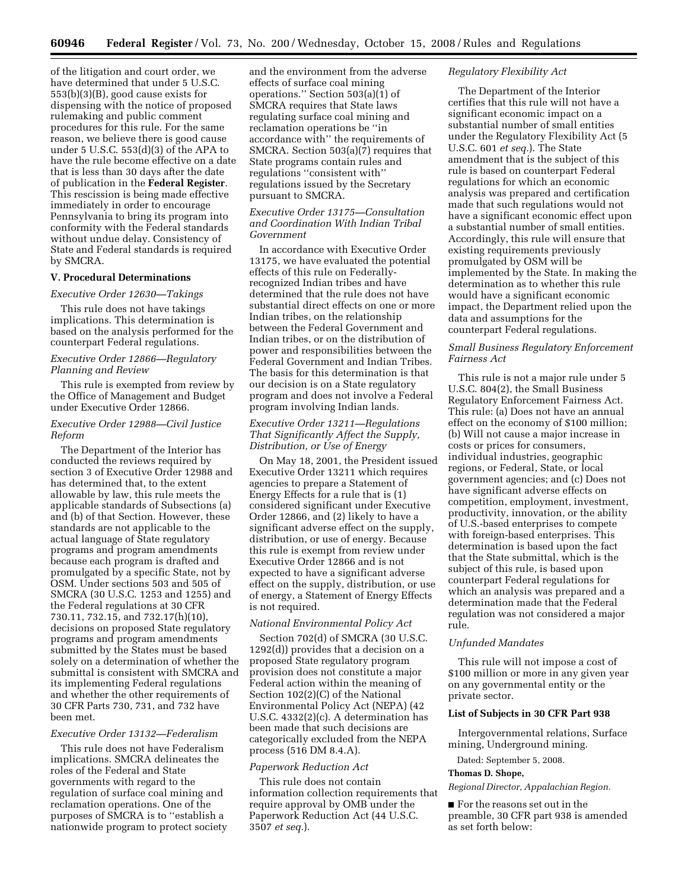of the litigation and court order, we have determined that under 5 U.S.C. 553(b)(3)(B), good cause exists for dispensing with the notice of proposed rulemaking and public comment procedures for this rule. For the same reason, we believe there is good cause under 5 U.S.C. 553(d)(3) of the APA to have the rule become effective on a date that is less than 30 days after the date of publication in the **Federal Register**. This rescission is being made effective immediately in order to encourage Pennsylvania to bring its program into conformity with the Federal standards without undue delay. Consistency of State and Federal standards is required by SMCRA.

## V. Procedural Determinations

### *Executive Order 12630—Takings*

This rule does not have takings implications. This determination is based on the analysis performed for the counterpart Federal regulations.

### *Executive Order 12866—Regulatory Planning and Review*

This rule is exempted from review by the Office of Management and Budget under Executive Order 12866.

### *Executive Order 12988—Civil Justice Reform*

The Department of the Interior has conducted the reviews required by section 3 of Executive Order 12988 and has determined that, to the extent allowable by law, this rule meets the applicable standards of Subsections (a) and (b) of that Section. However, these standards are not applicable to the actual language of State regulatory programs and program amendments because each program is drafted and promulgated by a specific State, not by OSM. Under sections 503 and 505 of SMCRA (30 U.S.C. 1253 and 1255) and the Federal regulations at 30 CFR 730.11, 732.15, and 732.17(h)(10), decisions on proposed State regulatory programs and program amendments submitted by the States must be based solely on a determination of whether the submittal is consistent with SMCRA and its implementing Federal regulations and whether the other requirements of 30 CFR Parts 730, 731, and 732 have been met.

### *Executive Order 13132—Federalism*

This rule does not have Federalism implications. SMCRA delineates the roles of the Federal and State governments with regard to the regulation of surface coal mining and reclamation operations. One of the purposes of SMCRA is to ''establish a nationwide program to protect society and the environment from the adverse effects of surface coal mining operations.'' Section 503(a)(1) of SMCRA requires that State laws regulating surface coal mining and reclamation operations be ''in accordance with'' the requirements of SMCRA. Section 503(a)(7) requires that State programs contain rules and regulations ''consistent with'' regulations issued by the Secretary pursuant to SMCRA.

### *Executive Order 13175—Consultation and Coordination With Indian Tribal Government*

In accordance with Executive Order 13175, we have evaluated the potential effects of this rule on Federally-recognized Indian tribes and have determined that the rule does not have substantial direct effects on one or more Indian tribes, on the relationship between the Federal Government and Indian tribes, or on the distribution of power and responsibilities between the Federal Government and Indian Tribes. The basis for this determination is that our decision is on a State regulatory program and does not involve a Federal program involving Indian lands.

### *Executive Order 13211—Regulations That Significantly Affect the Supply, Distribution, or Use of Energy*

On May 18, 2001, the President issued Executive Order 13211 which requires agencies to prepare a Statement of Energy Effects for a rule that is (1) considered significant under Executive Order 12866, and (2) likely to have a significant adverse effect on the supply, distribution, or use of energy. Because this rule is exempt from review under Executive Order 12866 and is not expected to have a significant adverse effect on the supply, distribution, or use of energy, a Statement of Energy Effects is not required.

### *National Environmental Policy Act*

Section 702(d) of SMCRA (30 U.S.C. 1292(d)) provides that a decision on a proposed State regulatory program provision does not constitute a major Federal action within the meaning of Section 102(2)(C) of the National Environmental Policy Act (NEPA) (42 U.S.C. 4332(2)(c). A determination has been made that such decisions are categorically excluded from the NEPA process (516 DM 8.4.A).

### *Paperwork Reduction Act*

This rule does not contain information collection requirements that require approval by OMB under the Paperwork Reduction Act (44 U.S.C. 3507 *et seq.*).

### *Regulatory Flexibility Act*

The Department of the Interior certifies that this rule will not have a significant economic impact on a substantial number of small entities under the Regulatory Flexibility Act (5 U.S.C. 601 *et seq.*). The State amendment that is the subject of this rule is based on counterpart Federal regulations for which an economic analysis was prepared and certification made that such regulations would not have a significant economic effect upon a substantial number of small entities. Accordingly, this rule will ensure that existing requirements previously promulgated by OSM will be implemented by the State. In making the determination as to whether this rule would have a significant economic impact, the Department relied upon the data and assumptions for the counterpart Federal regulations.

### *Small Business Regulatory Enforcement Fairness Act*

This rule is not a major rule under 5 U.S.C. 804(2), the Small Business Regulatory Enforcement Fairness Act. This rule: (a) Does not have an annual effect on the economy of $100 million; (b) Will not cause a major increase in costs or prices for consumers, individual industries, geographic regions, or Federal, State, or local government agencies; and (c) Does not have significant adverse effects on competition, employment, investment, productivity, innovation, or the ability of U.S.-based enterprises to compete with foreign-based enterprises. This determination is based upon the fact that the State submittal, which is the subject of this rule, is based upon counterpart Federal regulations for which an analysis was prepared and a determination made that the Federal regulation was not considered a major rule.

### *Unfunded Mandates*

This rule will not impose a cost of $100 million or more in any given year on any governmental entity or the private sector.

## List of Subjects in 30 CFR Part 938

Intergovernmental relations, Surface mining, Underground mining.

Dated: September 5, 2008.

**Thomas D. Shope,**

*Regional Director, Appalachian Region.*

■ For the reasons set out in the preamble, 30 CFR part 938 is amended as set forth below: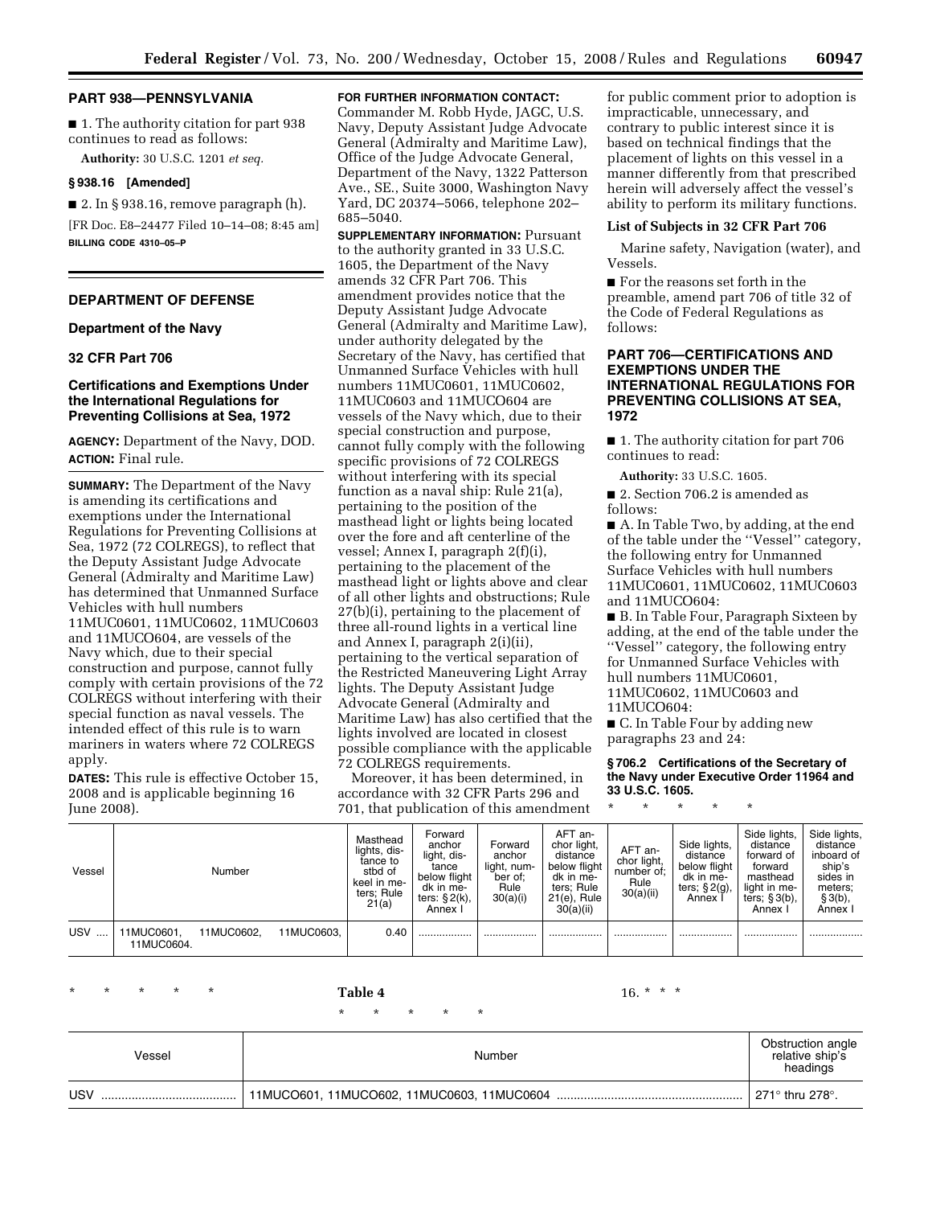## PART 938—PENNSYLVANIA

■ 1. The authority citation for part 938 continues to read as follows:

**Authority:** 30 U.S.C. 1201 *et seq.*

### § 938.16 [Amended]

■ 2. In § 938.16, remove paragraph (h).

[FR Doc. E8–24477 Filed 10–14–08; 8:45 am]

**BILLING CODE 4310–05–P**

---

## DEPARTMENT OF DEFENSE

### Department of the Navy

### 32 CFR Part 706

### Certifications and Exemptions Under the International Regulations for Preventing Collisions at Sea, 1972

**AGENCY:** Department of the Navy, DOD.

**ACTION:** Final rule.

**SUMMARY:** The Department of the Navy is amending its certifications and exemptions under the International Regulations for Preventing Collisions at Sea, 1972 (72 COLREGS), to reflect that the Deputy Assistant Judge Advocate General (Admiralty and Maritime Law) has determined that Unmanned Surface Vehicles with hull numbers 11MUC0601, 11MUC0602, 11MUC0603 and 11MUCO604, are vessels of the Navy which, due to their special construction and purpose, cannot fully comply with certain provisions of the 72 COLREGS without interfering with their special function as naval vessels. The intended effect of this rule is to warn mariners in waters where 72 COLREGS apply.

**DATES:** This rule is effective October 15, 2008 and is applicable beginning 16 June 2008).

**FOR FURTHER INFORMATION CONTACT:** Commander M. Robb Hyde, JAGC, U.S. Navy, Deputy Assistant Judge Advocate General (Admiralty and Maritime Law), Office of the Judge Advocate General, Department of the Navy, 1322 Patterson Ave., SE., Suite 3000, Washington Navy Yard, DC 20374–5066, telephone 202–685–5040.

**SUPPLEMENTARY INFORMATION:** Pursuant to the authority granted in 33 U.S.C. 1605, the Department of the Navy amends 32 CFR Part 706. This amendment provides notice that the Deputy Assistant Judge Advocate General (Admiralty and Maritime Law), under authority delegated by the Secretary of the Navy, has certified that Unmanned Surface Vehicles with hull numbers 11MUC0601, 11MUC0602, 11MUC0603 and 11MUCO604 are vessels of the Navy which, due to their special construction and purpose, cannot fully comply with the following specific provisions of 72 COLREGS without interfering with its special function as a naval ship: Rule 21(a), pertaining to the position of the masthead light or lights being located over the fore and aft centerline of the vessel; Annex I, paragraph 2(f)(i), pertaining to the placement of the masthead light or lights above and clear of all other lights and obstructions; Rule 27(b)(i), pertaining to the placement of three all-round lights in a vertical line and Annex I, paragraph 2(i)(ii), pertaining to the vertical separation of the Restricted Maneuvering Light Array lights. The Deputy Assistant Judge Advocate General (Admiralty and Maritime Law) has also certified that the lights involved are located in closest possible compliance with the applicable 72 COLREGS requirements.

Moreover, it has been determined, in accordance with 32 CFR Parts 296 and 701, that publication of this amendment for public comment prior to adoption is impracticable, unnecessary, and contrary to public interest since it is based on technical findings that the placement of lights on this vessel in a manner differently from that prescribed herein will adversely affect the vessel's ability to perform its military functions.

### List of Subjects in 32 CFR Part 706

Marine safety, Navigation (water), and Vessels.

■ For the reasons set forth in the preamble, amend part 706 of title 32 of the Code of Federal Regulations as follows:

## PART 706—CERTIFICATIONS AND EXEMPTIONS UNDER THE INTERNATIONAL REGULATIONS FOR PREVENTING COLLISIONS AT SEA, 1972

■ 1. The authority citation for part 706 continues to read:

**Authority:** 33 U.S.C. 1605.

■ 2. Section 706.2 is amended as follows:

■ A. In Table Two, by adding, at the end of the table under the "Vessel" category, the following entry for Unmanned Surface Vehicles with hull numbers 11MUC0601, 11MUC0602, 11MUC0603 and 11MUCO604:

■ B. In Table Four, Paragraph Sixteen by adding, at the end of the table under the "Vessel" category, the following entry for Unmanned Surface Vehicles with hull numbers 11MUC0601, 11MUC0602, 11MUC0603 and 11MUCO604:

■ C. In Table Four by adding new paragraphs 23 and 24:

### § 706.2 Certifications of the Secretary of the Navy under Executive Order 11964 and 33 U.S.C. 1605.

\* \* \* \* \*

| Vessel | Number | Masthead lights, distance to stbd of keel in meters; Rule 21(a) | Forward anchor light, distance below flight dk in meters: § 2(k), Annex I | Forward anchor light, number of; Rule 30(a)(i) | AFT anchor light, distance below flight dk in meters; Rule 21(e), Rule 30(a)(ii) | AFT anchor light, number of; Rule 30(a)(ii) | Side lights, distance below flight dk in meters; § 2(g), Annex I | Side lights, distance forward of forward masthead light in meters; § 3(b), Annex I | Side lights, distance inboard of ship's sides in meters; § 3(b), Annex I |
|---|---|---|---|---|---|---|---|---|---|
| USV .... | 11MUC0601, 11MUC0602, 11MUC0603, 11MUC0604. | 0.40 | .................. | .................. | .................. | .................. | .................. | .................. | .................. |

\* \* \* \* \*

**Table 4**

\* \* \* \* \*

16. \* \* \*

| Vessel | Number | Obstruction angle relative ship's headings |
|---|---|---|
| USV ........................................ | 11MUCO601, 11MUCO602, 11MUC0603, 11MUC0604 ...................................................... | 271° thru 278°. |